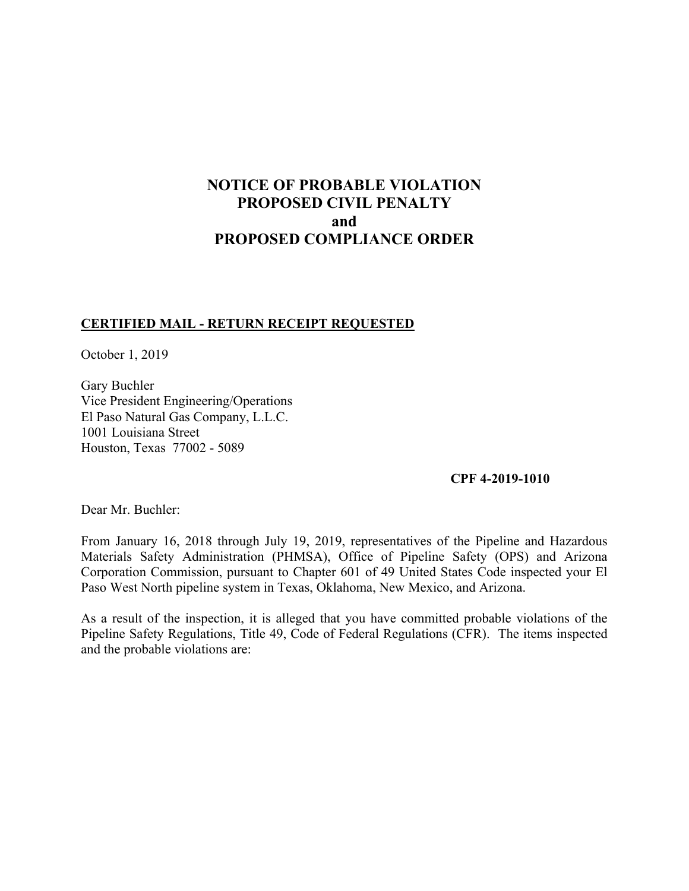# NOTICE OF PROBABLE VIOLATION
# PROPOSED CIVIL PENALTY
# and
# PROPOSED COMPLIANCE ORDER

**CERTIFIED MAIL - RETURN RECEIPT REQUESTED**

October 1, 2019

Gary Buchler
Vice President Engineering/Operations
El Paso Natural Gas Company, L.L.C.
1001 Louisiana Street
Houston, Texas 77002 - 5089

**CPF 4-2019-1010**

Dear Mr. Buchler:

From January 16, 2018 through July 19, 2019, representatives of the Pipeline and Hazardous Materials Safety Administration (PHMSA), Office of Pipeline Safety (OPS) and Arizona Corporation Commission, pursuant to Chapter 601 of 49 United States Code inspected your El Paso West North pipeline system in Texas, Oklahoma, New Mexico, and Arizona.

As a result of the inspection, it is alleged that you have committed probable violations of the Pipeline Safety Regulations, Title 49, Code of Federal Regulations (CFR). The items inspected and the probable violations are: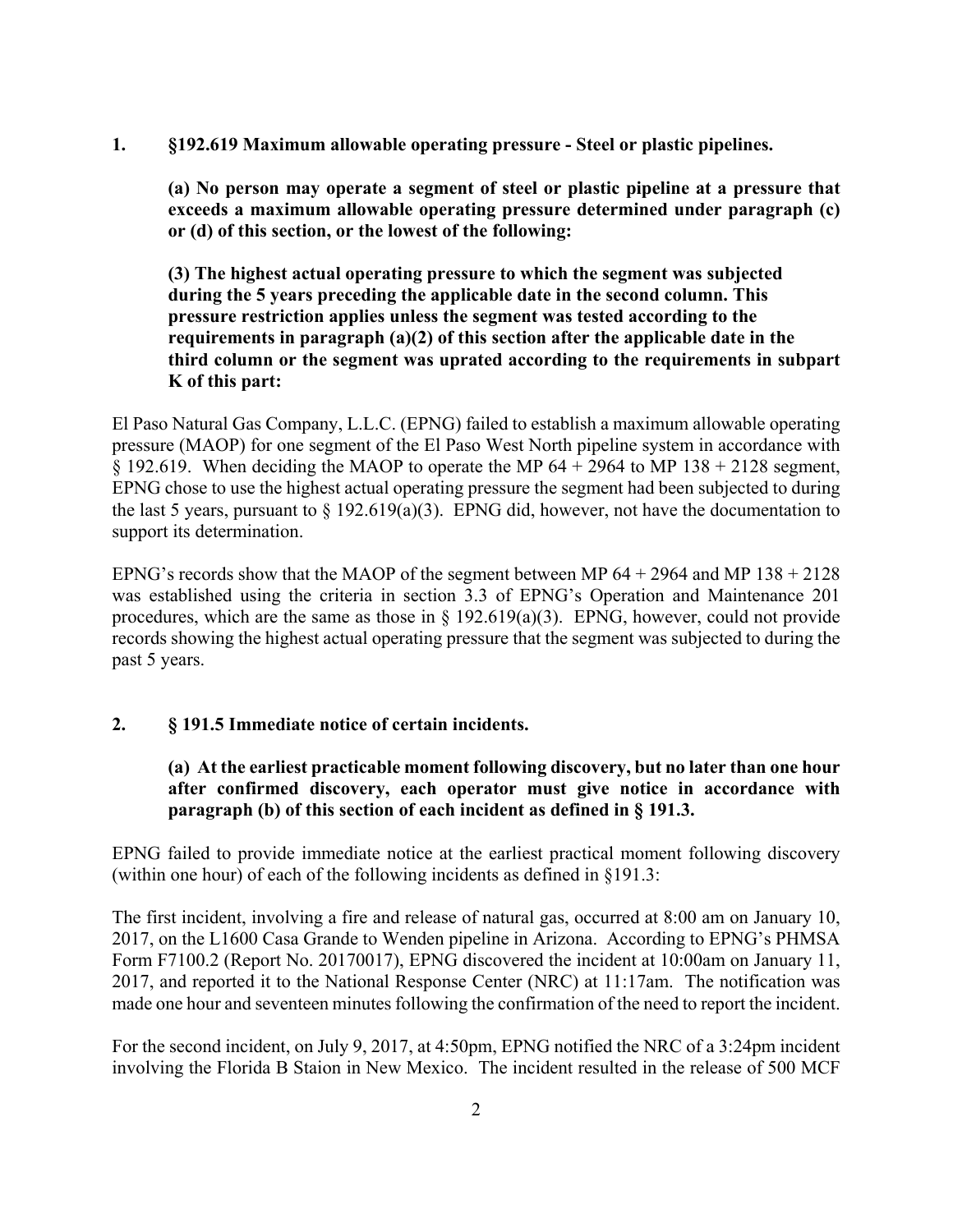**1. §192.619 Maximum allowable operating pressure - Steel or plastic pipelines.**

> **(a) No person may operate a segment of steel or plastic pipeline at a pressure that exceeds a maximum allowable operating pressure determined under paragraph (c) or (d) of this section, or the lowest of the following:**
>
> **(3) The highest actual operating pressure to which the segment was subjected during the 5 years preceding the applicable date in the second column. This pressure restriction applies unless the segment was tested according to the requirements in paragraph (a)(2) of this section after the applicable date in the third column or the segment was uprated according to the requirements in subpart K of this part:**

El Paso Natural Gas Company, L.L.C. (EPNG) failed to establish a maximum allowable operating pressure (MAOP) for one segment of the El Paso West North pipeline system in accordance with § 192.619. When deciding the MAOP to operate the MP 64 + 2964 to MP 138 + 2128 segment, EPNG chose to use the highest actual operating pressure the segment had been subjected to during the last 5 years, pursuant to § 192.619(a)(3). EPNG did, however, not have the documentation to support its determination.

EPNG's records show that the MAOP of the segment between MP 64 + 2964 and MP 138 + 2128 was established using the criteria in section 3.3 of EPNG's Operation and Maintenance 201 procedures, which are the same as those in § 192.619(a)(3). EPNG, however, could not provide records showing the highest actual operating pressure that the segment was subjected to during the past 5 years.

**2. § 191.5 Immediate notice of certain incidents.**

> **(a) At the earliest practicable moment following discovery, but no later than one hour after confirmed discovery, each operator must give notice in accordance with paragraph (b) of this section of each incident as defined in § 191.3.**

EPNG failed to provide immediate notice at the earliest practical moment following discovery (within one hour) of each of the following incidents as defined in §191.3:

The first incident, involving a fire and release of natural gas, occurred at 8:00 am on January 10, 2017, on the L1600 Casa Grande to Wenden pipeline in Arizona. According to EPNG's PHMSA Form F7100.2 (Report No. 20170017), EPNG discovered the incident at 10:00am on January 11, 2017, and reported it to the National Response Center (NRC) at 11:17am. The notification was made one hour and seventeen minutes following the confirmation of the need to report the incident.

For the second incident, on July 9, 2017, at 4:50pm, EPNG notified the NRC of a 3:24pm incident involving the Florida B Staion in New Mexico. The incident resulted in the release of 500 MCF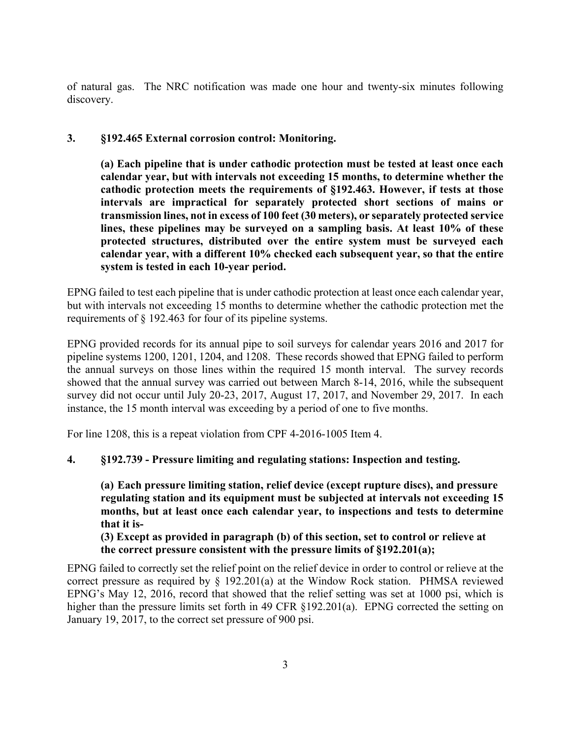of natural gas. The NRC notification was made one hour and twenty-six minutes following discovery.

### 3. §192.465 External corrosion control: Monitoring.

**(a) Each pipeline that is under cathodic protection must be tested at least once each calendar year, but with intervals not exceeding 15 months, to determine whether the cathodic protection meets the requirements of §192.463. However, if tests at those intervals are impractical for separately protected short sections of mains or transmission lines, not in excess of 100 feet (30 meters), or separately protected service lines, these pipelines may be surveyed on a sampling basis. At least 10% of these protected structures, distributed over the entire system must be surveyed each calendar year, with a different 10% checked each subsequent year, so that the entire system is tested in each 10-year period.**

EPNG failed to test each pipeline that is under cathodic protection at least once each calendar year, but with intervals not exceeding 15 months to determine whether the cathodic protection met the requirements of § 192.463 for four of its pipeline systems.

EPNG provided records for its annual pipe to soil surveys for calendar years 2016 and 2017 for pipeline systems 1200, 1201, 1204, and 1208. These records showed that EPNG failed to perform the annual surveys on those lines within the required 15 month interval. The survey records showed that the annual survey was carried out between March 8-14, 2016, while the subsequent survey did not occur until July 20-23, 2017, August 17, 2017, and November 29, 2017. In each instance, the 15 month interval was exceeding by a period of one to five months.

For line 1208, this is a repeat violation from CPF 4-2016-1005 Item 4.

### 4. §192.739 - Pressure limiting and regulating stations: Inspection and testing.

**(a) Each pressure limiting station, relief device (except rupture discs), and pressure regulating station and its equipment must be subjected at intervals not exceeding 15 months, but at least once each calendar year, to inspections and tests to determine that it is-**

**(3) Except as provided in paragraph (b) of this section, set to control or relieve at the correct pressure consistent with the pressure limits of §192.201(a);**

EPNG failed to correctly set the relief point on the relief device in order to control or relieve at the correct pressure as required by § 192.201(a) at the Window Rock station. PHMSA reviewed EPNG's May 12, 2016, record that showed that the relief setting was set at 1000 psi, which is higher than the pressure limits set forth in 49 CFR §192.201(a). EPNG corrected the setting on January 19, 2017, to the correct set pressure of 900 psi.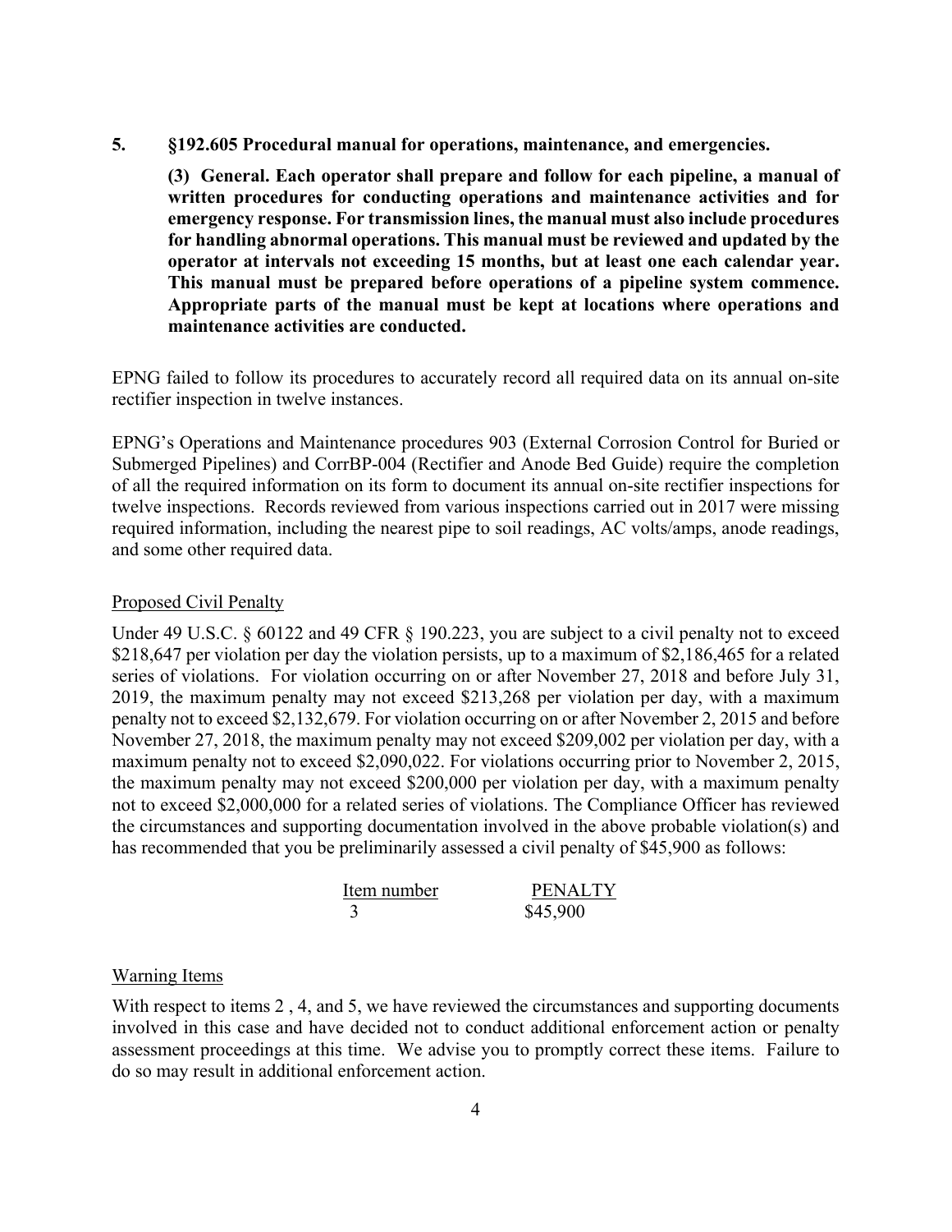**5. §192.605 Procedural manual for operations, maintenance, and emergencies.**

**(3) General. Each operator shall prepare and follow for each pipeline, a manual of written procedures for conducting operations and maintenance activities and for emergency response. For transmission lines, the manual must also include procedures for handling abnormal operations. This manual must be reviewed and updated by the operator at intervals not exceeding 15 months, but at least one each calendar year. This manual must be prepared before operations of a pipeline system commence. Appropriate parts of the manual must be kept at locations where operations and maintenance activities are conducted.**

EPNG failed to follow its procedures to accurately record all required data on its annual on-site rectifier inspection in twelve instances.

EPNG's Operations and Maintenance procedures 903 (External Corrosion Control for Buried or Submerged Pipelines) and CorrBP-004 (Rectifier and Anode Bed Guide) require the completion of all the required information on its form to document its annual on-site rectifier inspections for twelve inspections. Records reviewed from various inspections carried out in 2017 were missing required information, including the nearest pipe to soil readings, AC volts/amps, anode readings, and some other required data.

Proposed Civil Penalty

Under 49 U.S.C. § 60122 and 49 CFR § 190.223, you are subject to a civil penalty not to exceed $218,647 per violation per day the violation persists, up to a maximum of $2,186,465 for a related series of violations. For violation occurring on or after November 27, 2018 and before July 31, 2019, the maximum penalty may not exceed $213,268 per violation per day, with a maximum penalty not to exceed $2,132,679. For violation occurring on or after November 2, 2015 and before November 27, 2018, the maximum penalty may not exceed $209,002 per violation per day, with a maximum penalty not to exceed $2,090,022. For violations occurring prior to November 2, 2015, the maximum penalty may not exceed $200,000 per violation per day, with a maximum penalty not to exceed $2,000,000 for a related series of violations. The Compliance Officer has reviewed the circumstances and supporting documentation involved in the above probable violation(s) and has recommended that you be preliminarily assessed a civil penalty of $45,900 as follows:

| Item number | PENALTY |
|---|---|
| 3 | $45,900 |

Warning Items

With respect to items 2 , 4, and 5, we have reviewed the circumstances and supporting documents involved in this case and have decided not to conduct additional enforcement action or penalty assessment proceedings at this time. We advise you to promptly correct these items. Failure to do so may result in additional enforcement action.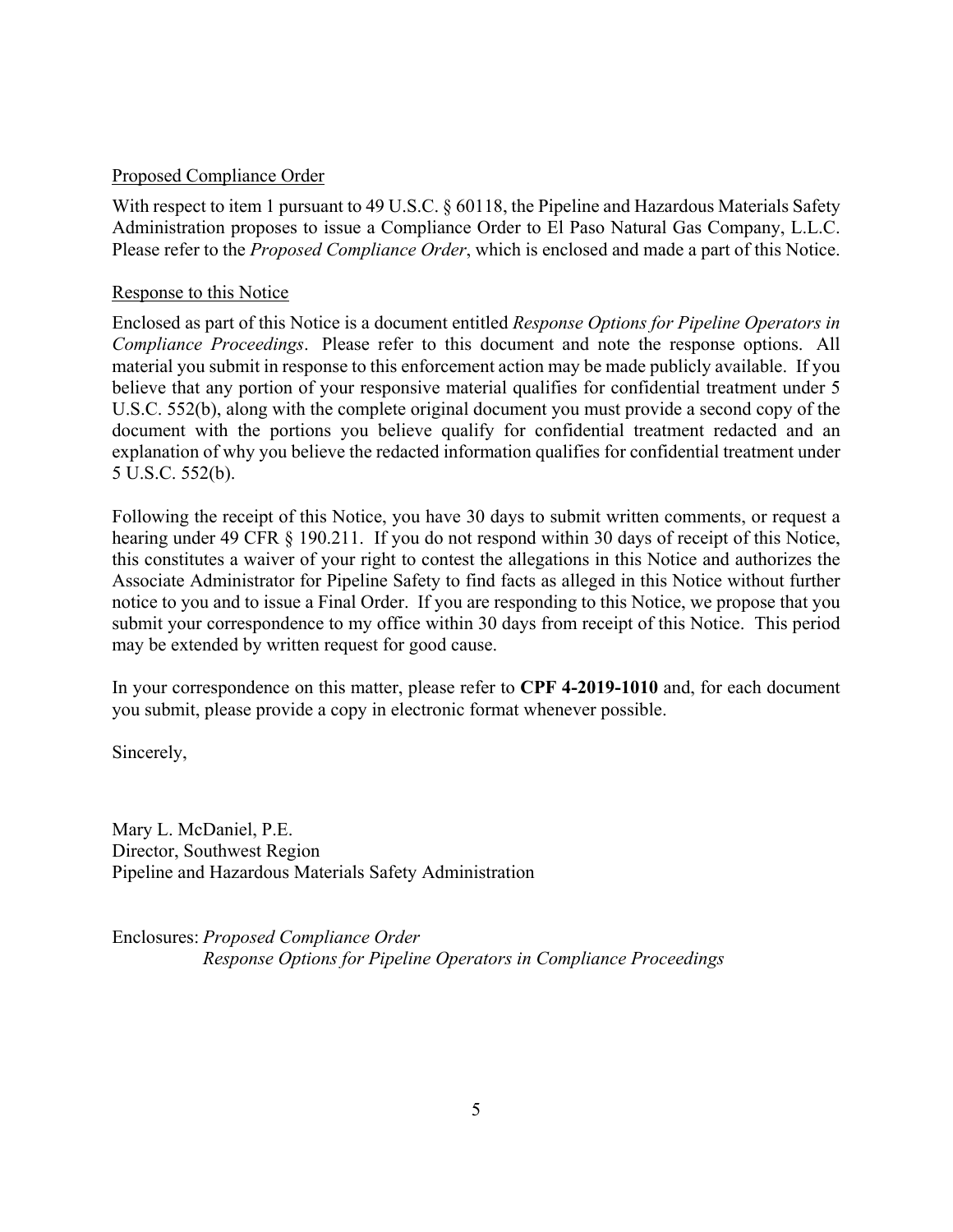Proposed Compliance Order

With respect to item 1 pursuant to 49 U.S.C. § 60118, the Pipeline and Hazardous Materials Safety Administration proposes to issue a Compliance Order to El Paso Natural Gas Company, L.L.C. Please refer to the *Proposed Compliance Order*, which is enclosed and made a part of this Notice.

Response to this Notice

Enclosed as part of this Notice is a document entitled *Response Options for Pipeline Operators in Compliance Proceedings*. Please refer to this document and note the response options. All material you submit in response to this enforcement action may be made publicly available. If you believe that any portion of your responsive material qualifies for confidential treatment under 5 U.S.C. 552(b), along with the complete original document you must provide a second copy of the document with the portions you believe qualify for confidential treatment redacted and an explanation of why you believe the redacted information qualifies for confidential treatment under 5 U.S.C. 552(b).

Following the receipt of this Notice, you have 30 days to submit written comments, or request a hearing under 49 CFR § 190.211. If you do not respond within 30 days of receipt of this Notice, this constitutes a waiver of your right to contest the allegations in this Notice and authorizes the Associate Administrator for Pipeline Safety to find facts as alleged in this Notice without further notice to you and to issue a Final Order. If you are responding to this Notice, we propose that you submit your correspondence to my office within 30 days from receipt of this Notice. This period may be extended by written request for good cause.

In your correspondence on this matter, please refer to **CPF 4-2019-1010** and, for each document you submit, please provide a copy in electronic format whenever possible.

Sincerely,

Mary L. McDaniel, P.E.
Director, Southwest Region
Pipeline and Hazardous Materials Safety Administration

Enclosures: *Proposed Compliance Order*
*Response Options for Pipeline Operators in Compliance Proceedings*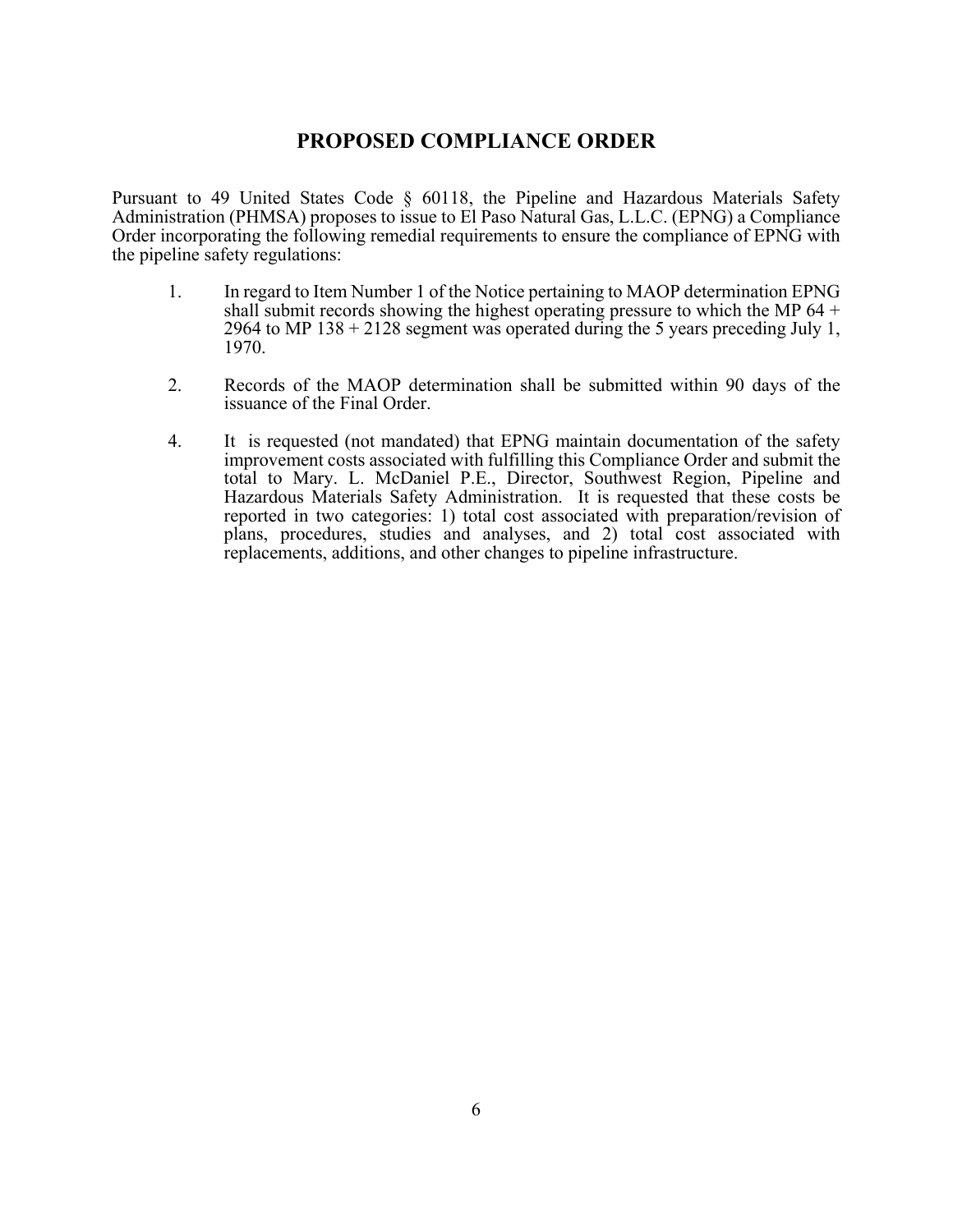# PROPOSED COMPLIANCE ORDER

Pursuant to 49 United States Code § 60118, the Pipeline and Hazardous Materials Safety Administration (PHMSA) proposes to issue to El Paso Natural Gas, L.L.C. (EPNG) a Compliance Order incorporating the following remedial requirements to ensure the compliance of EPNG with the pipeline safety regulations:

1. In regard to Item Number 1 of the Notice pertaining to MAOP determination EPNG shall submit records showing the highest operating pressure to which the MP 64 + 2964 to MP 138 + 2128 segment was operated during the 5 years preceding July 1, 1970.

2. Records of the MAOP determination shall be submitted within 90 days of the issuance of the Final Order.

4. It is requested (not mandated) that EPNG maintain documentation of the safety improvement costs associated with fulfilling this Compliance Order and submit the total to Mary. L. McDaniel P.E., Director, Southwest Region, Pipeline and Hazardous Materials Safety Administration. It is requested that these costs be reported in two categories: 1) total cost associated with preparation/revision of plans, procedures, studies and analyses, and 2) total cost associated with replacements, additions, and other changes to pipeline infrastructure.